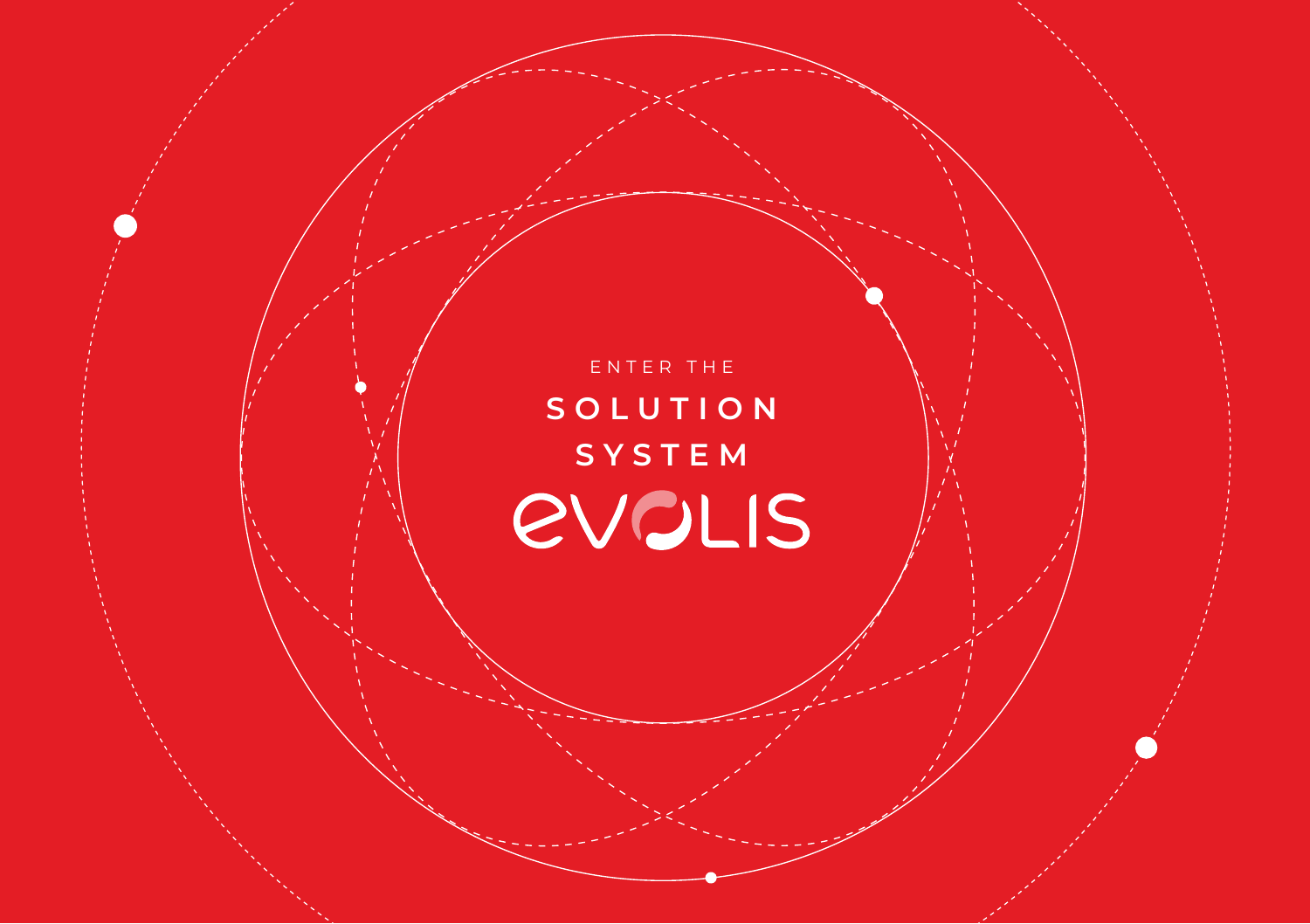ENTER THE

# SOLUTION SYSTEM

EVOLIS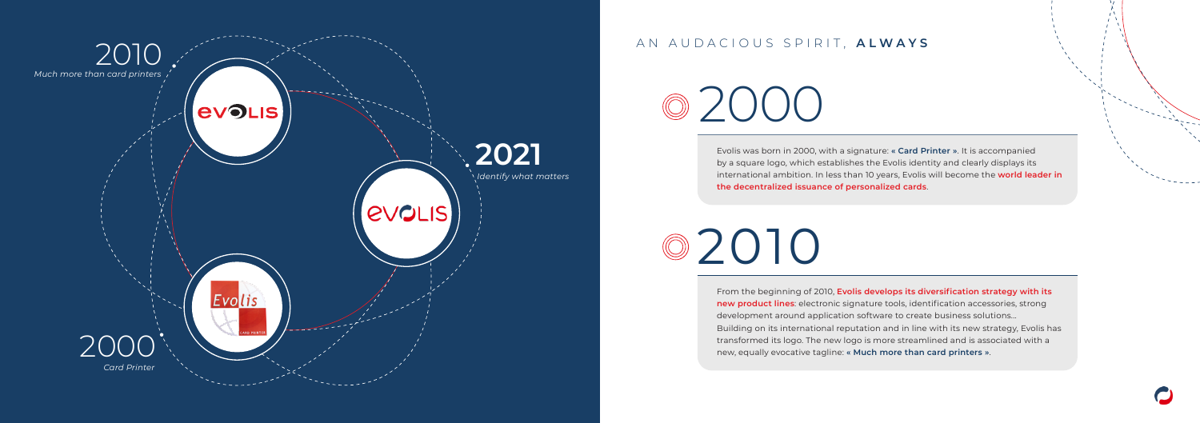2010
*Much more than card printers*

**2021**
*Identify what matters*

2000
*Card Printer*

## AN AUDACIOUS SPIRIT, **ALWAYS**

# 2000

Evolis was born in 2000, with a signature: **« Card Printer »**. It is accompanied by a square logo, which establishes the Evolis identity and clearly displays its international ambition. In less than 10 years, Evolis will become the **world leader in the decentralized issuance of personalized cards**.

# 2010

From the beginning of 2010, **Evolis develops its diversification strategy with its new product lines**: electronic signature tools, identification accessories, strong development around application software to create business solutions...
Building on its international reputation and in line with its new strategy, Evolis has transformed its logo. The new logo is more streamlined and is associated with a new, equally evocative tagline: **« Much more than card printers »**.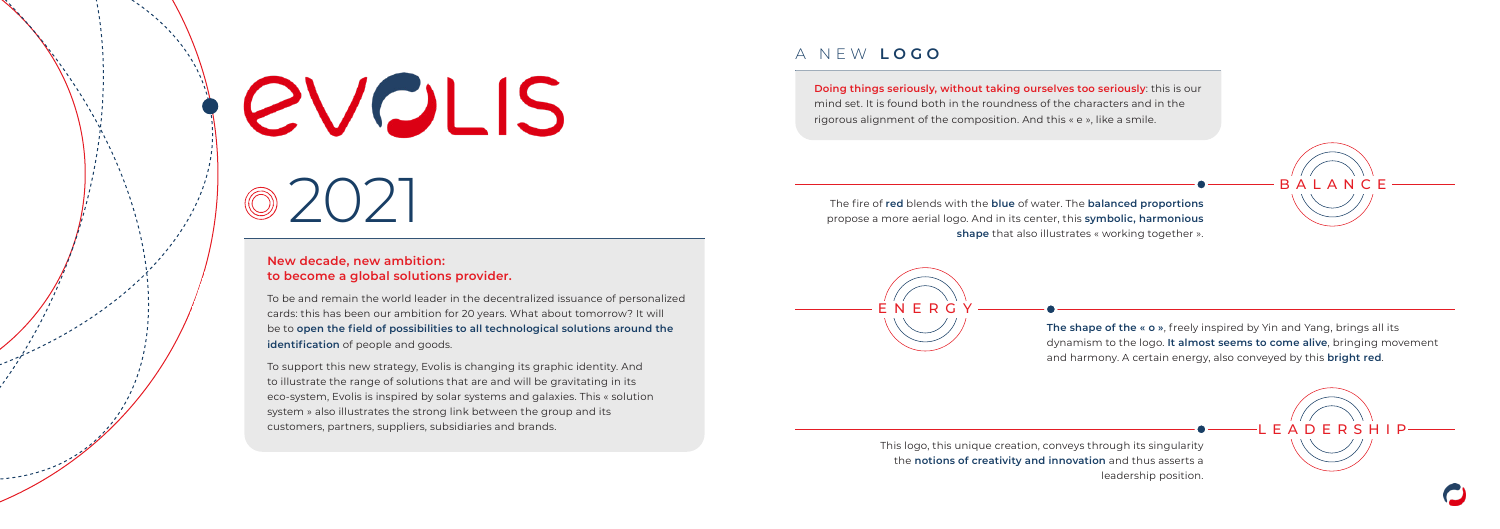# EVOLIS

# 2021

**New decade, new ambition: to become a global solutions provider.**

To be and remain the world leader in the decentralized issuance of personalized cards: this has been our ambition for 20 years. What about tomorrow? It will be to **open the field of possibilities to all technological solutions around the identification** of people and goods.

To support this new strategy, Evolis is changing its graphic identity. And to illustrate the range of solutions that are and will be gravitating in its eco-system, Evolis is inspired by solar systems and galaxies. This « solution system » also illustrates the strong link between the group and its customers, partners, suppliers, subsidiaries and brands.

## A NEW **LOGO**

**Doing things seriously, without taking ourselves too seriously**: this is our mind set. It is found both in the roundness of the characters and in the rigorous alignment of the composition. And this « e », like a smile.

### BALANCE

The fire of **red** blends with the **blue** of water. The **balanced proportions** propose a more aerial logo. And in its center, this **symbolic, harmonious shape** that also illustrates « working together ».

### ENERGY

**The shape of the « o »**, freely inspired by Yin and Yang, brings all its dynamism to the logo. **It almost seems to come alive**, bringing movement and harmony. A certain energy, also conveyed by this **bright red**.

### LEADERSHIP

This logo, this unique creation, conveys through its singularity the **notions of creativity and innovation** and thus asserts a leadership position.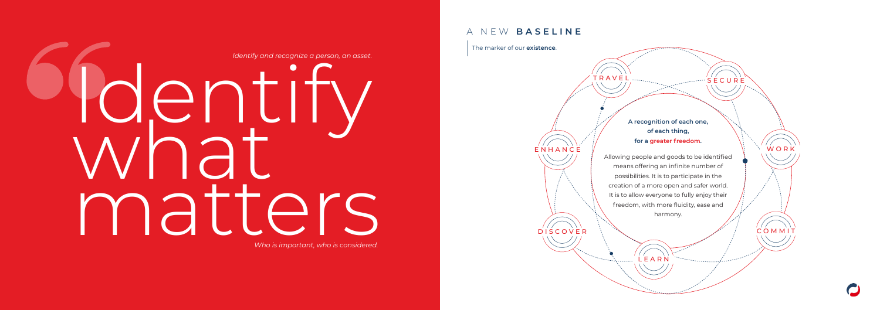*Identify and recognize a person, an asset.*

# Identify what matters

*Who is important, who is considered.*

## A NEW **BASELINE**

The marker of our **existence**.

TRAVEL

SECURE

ENHANCE

WORK

DISCOVER

COMMIT

LEARN

**A recognition of each one, of each thing, for a greater freedom.**

Allowing people and goods to be identified means offering an infinite number of possibilities. It is to participate in the creation of a more open and safer world. It is to allow everyone to fully enjoy their freedom, with more fluidity, ease and harmony.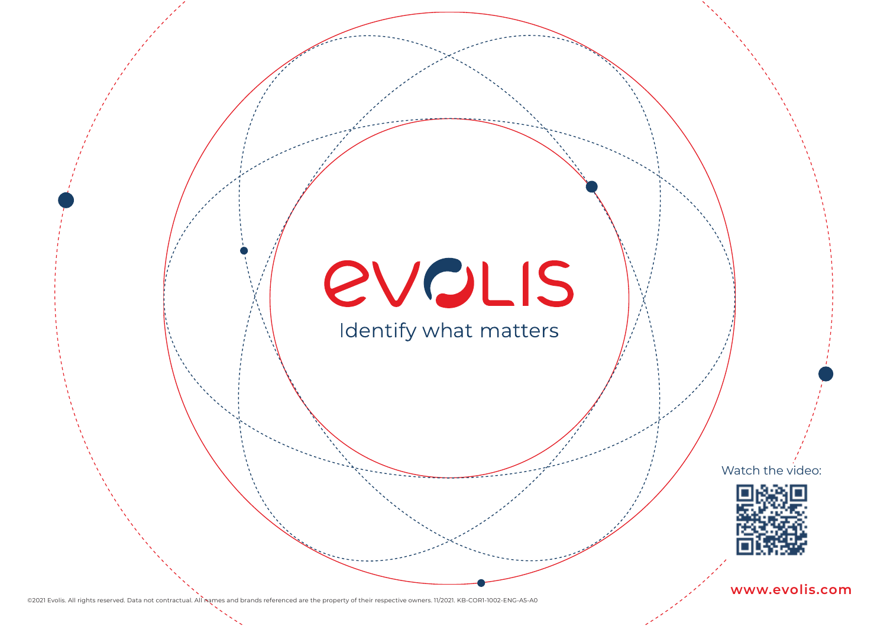# evolis

Identify what matters

Watch the video:

www.evolis.com

©2021 Evolis. All rights reserved. Data not contractual. All names and brands referenced are the property of their respective owners. 11/2021. KB-CORI-1002-ENG-A5-A0